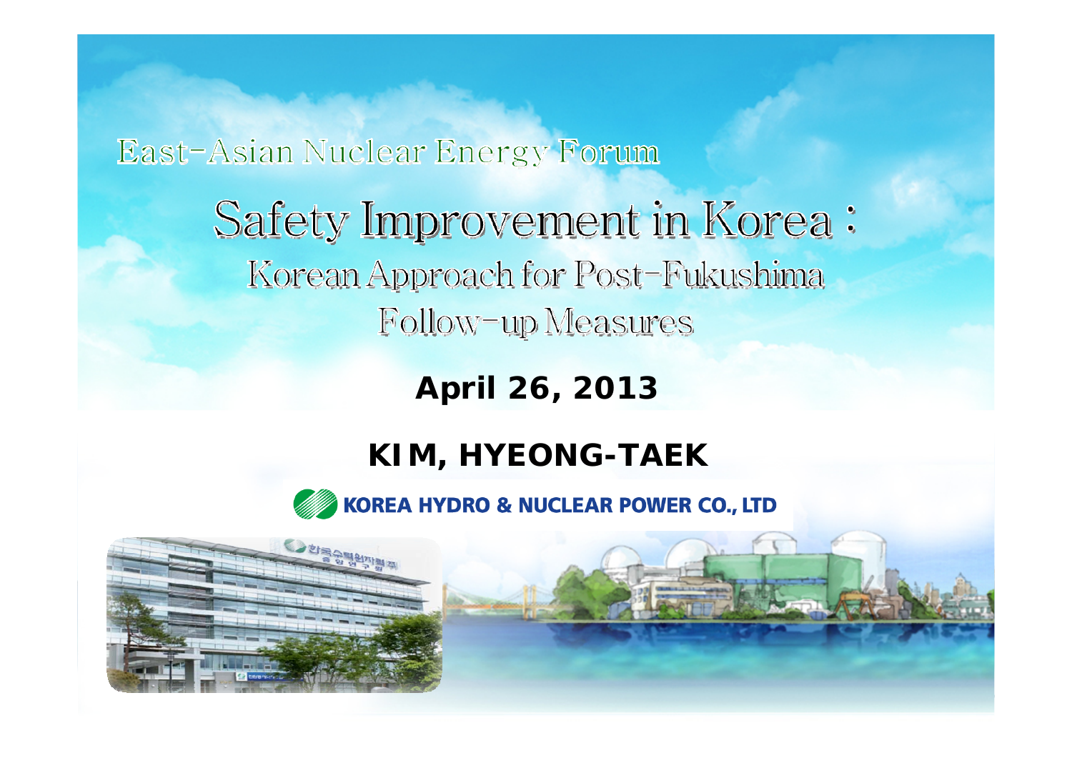East-Asian Nuclear Energy Forum

# Safety Improvement in Korea :

## Korean Approach for Post-Fukushima Follow-up Measures

**April 26, 2013**

**KIM, HYEONG-TAEK**

**KOREA HYDRO & NUCLEAR POWER CO., LTD**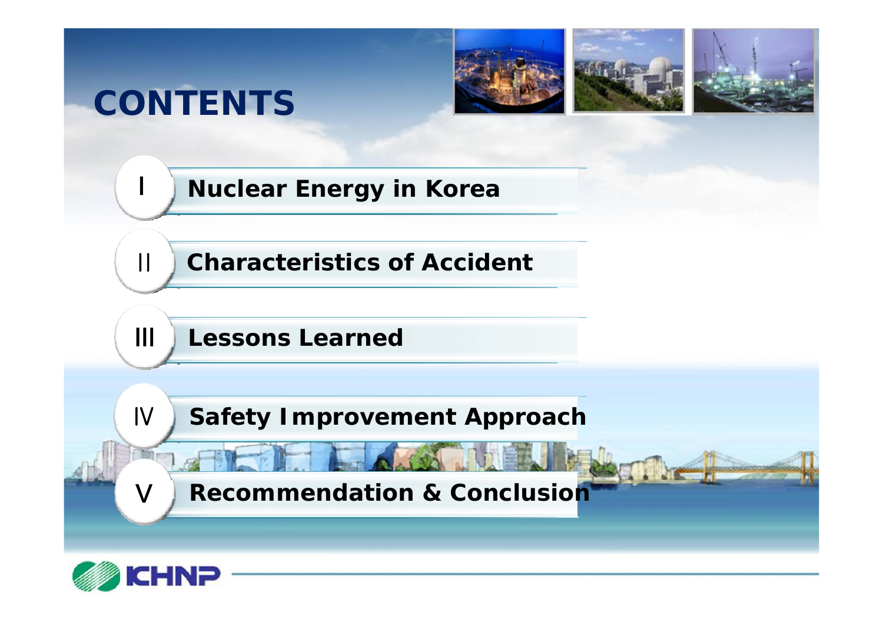# CONTENTS

- Ⅰ Nuclear Energy in Korea
- Ⅱ Characteristics of Accident
- Ⅲ Lessons Learned
- Ⅳ Safety Improvement Approach
- Ⅴ Recommendation & Conclusion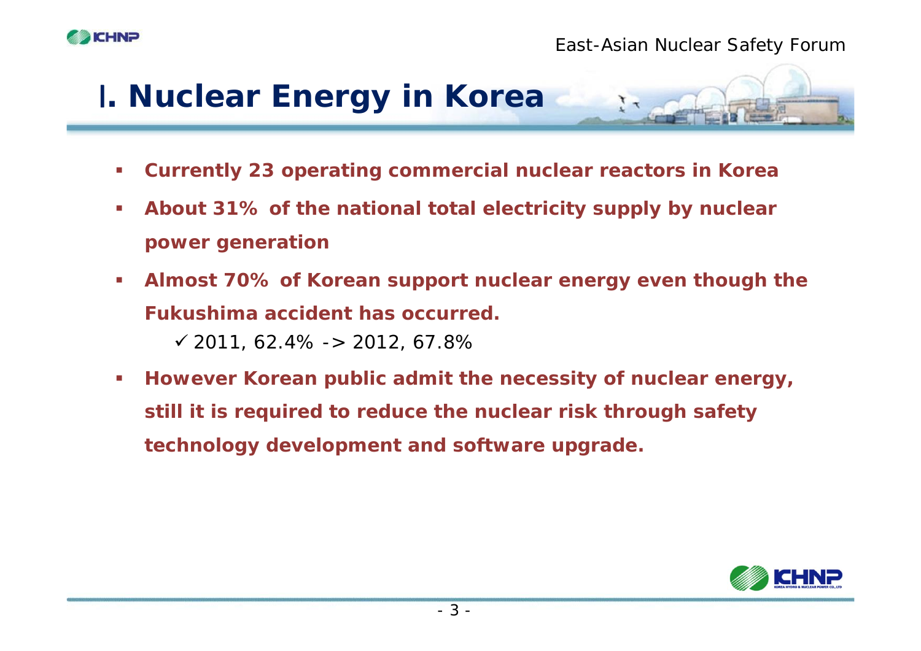# Ⅰ. Nuclear Energy in Korea

- **Currently 23 operating commercial nuclear reactors in Korea**
- **About 31% of the national total electricity supply by nuclear power generation**
- **Almost 70% of Korean support nuclear energy even though the Fukushima accident has occurred.**
  - ✓ 2011, 62.4% -> 2012, 67.8%
- **However Korean public admit the necessity of nuclear energy, still it is required to reduce the nuclear risk through safety technology development and software upgrade.**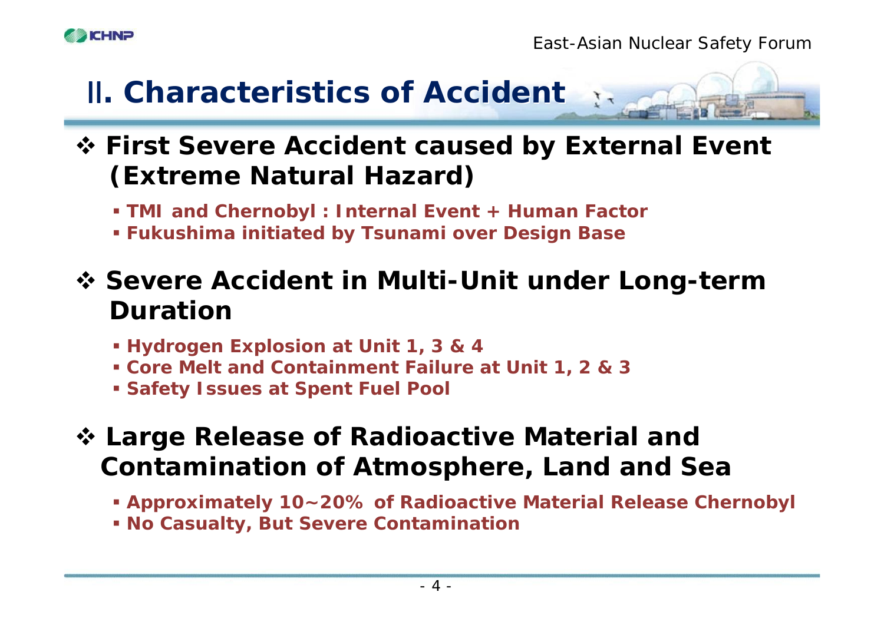# Ⅱ. Characteristics of Accident

- **First Severe Accident caused by External Event (Extreme Natural Hazard)**
  - **TMI and Chernobyl : Internal Event + Human Factor**
  - **Fukushima initiated by Tsunami over Design Base**

- **Severe Accident in Multi-Unit under Long-term Duration**
  - **Hydrogen Explosion at Unit 1, 3 & 4**
  - **Core Melt and Containment Failure at Unit 1, 2 & 3**
  - **Safety Issues at Spent Fuel Pool**

- **Large Release of Radioactive Material and Contamination of Atmosphere, Land and Sea**
  - **Approximately 10~20% of Radioactive Material Release Chernobyl**
  - **No Casualty, But Severe Contamination**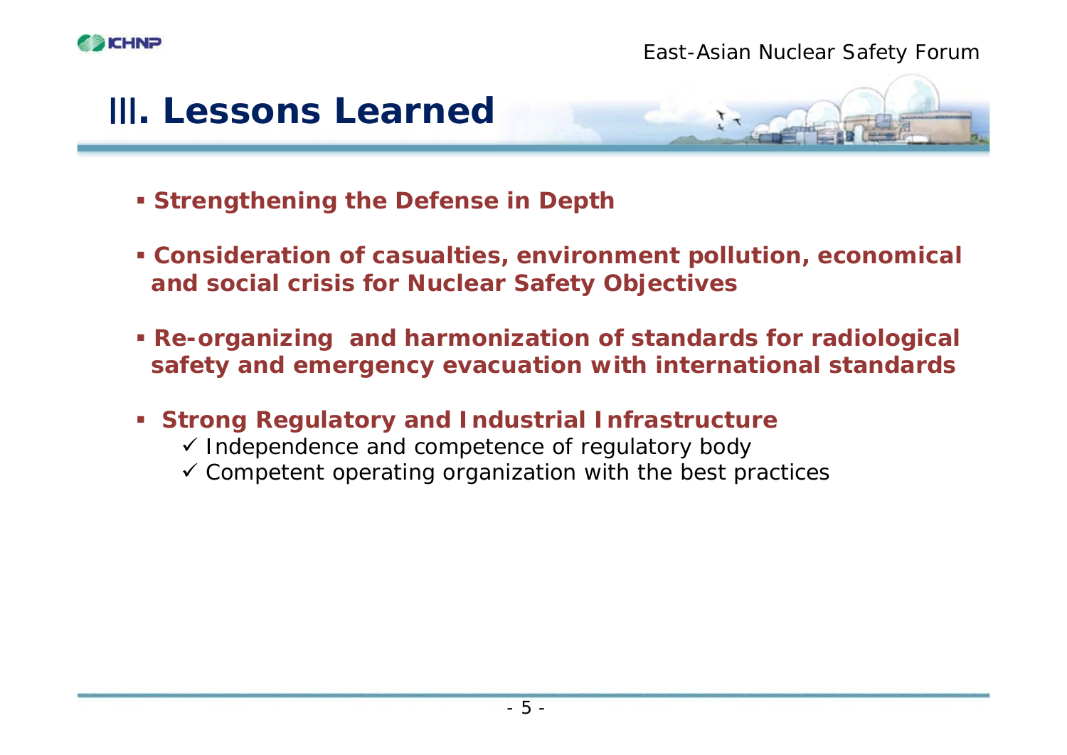# III. Lessons Learned

- **Strengthening the Defense in Depth**
- **Consideration of casualties, environment pollution, economical and social crisis for Nuclear Safety Objectives**
- **Re-organizing and harmonization of standards for radiological safety and emergency evacuation with international standards**
- **Strong Regulatory and Industrial Infrastructure**
  - ✓ Independence and competence of regulatory body
  - ✓ Competent operating organization with the best practices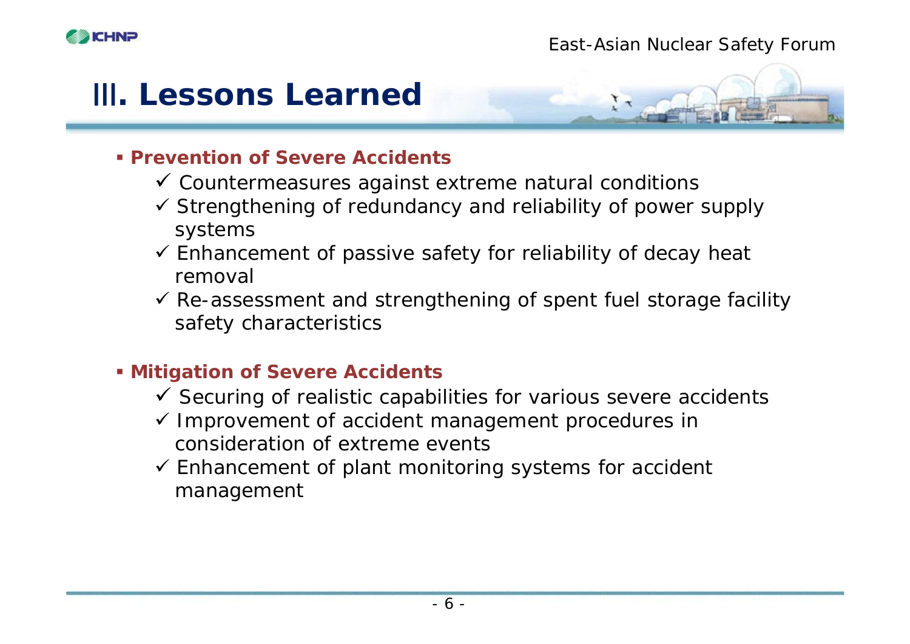# Ⅲ. Lessons Learned

- **Prevention of Severe Accidents**
  - ✓ Countermeasures against extreme natural conditions
  - ✓ Strengthening of redundancy and reliability of power supply systems
  - ✓ Enhancement of passive safety for reliability of decay heat removal
  - ✓ Re-assessment and strengthening of spent fuel storage facility safety characteristics

- **Mitigation of Severe Accidents**
  - ✓ Securing of realistic capabilities for various severe accidents
  - ✓ Improvement of accident management procedures in consideration of extreme events
  - ✓ Enhancement of plant monitoring systems for accident management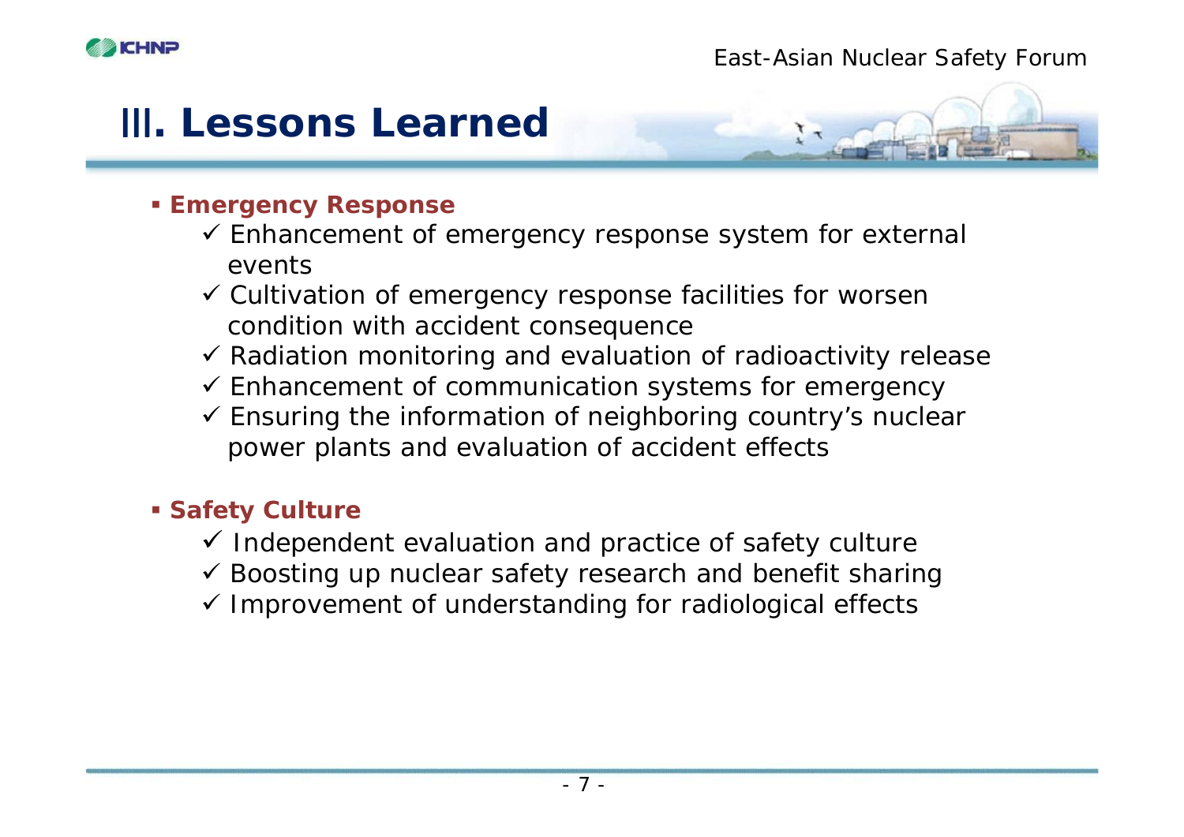# Ⅲ. Lessons Learned

- **Emergency Response**
  - ✓ Enhancement of emergency response system for external events
  - ✓ Cultivation of emergency response facilities for worsen condition with accident consequence
  - ✓ Radiation monitoring and evaluation of radioactivity release
  - ✓ Enhancement of communication systems for emergency
  - ✓ Ensuring the information of neighboring country's nuclear power plants and evaluation of accident effects

- **Safety Culture**
  - ✓ Independent evaluation and practice of safety culture
  - ✓ Boosting up nuclear safety research and benefit sharing
  - ✓ Improvement of understanding for radiological effects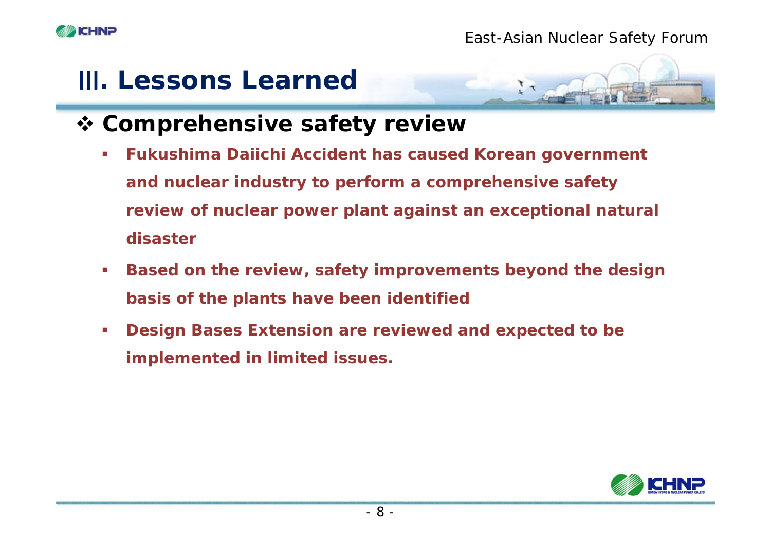# Ⅲ. Lessons Learned

## ❖ Comprehensive safety review

- **Fukushima Daiichi Accident has caused Korean government and nuclear industry to perform a comprehensive safety review of nuclear power plant against an exceptional natural disaster**
- **Based on the review, safety improvements beyond the design basis of the plants have been identified**
- **Design Bases Extension are reviewed and expected to be implemented in limited issues.**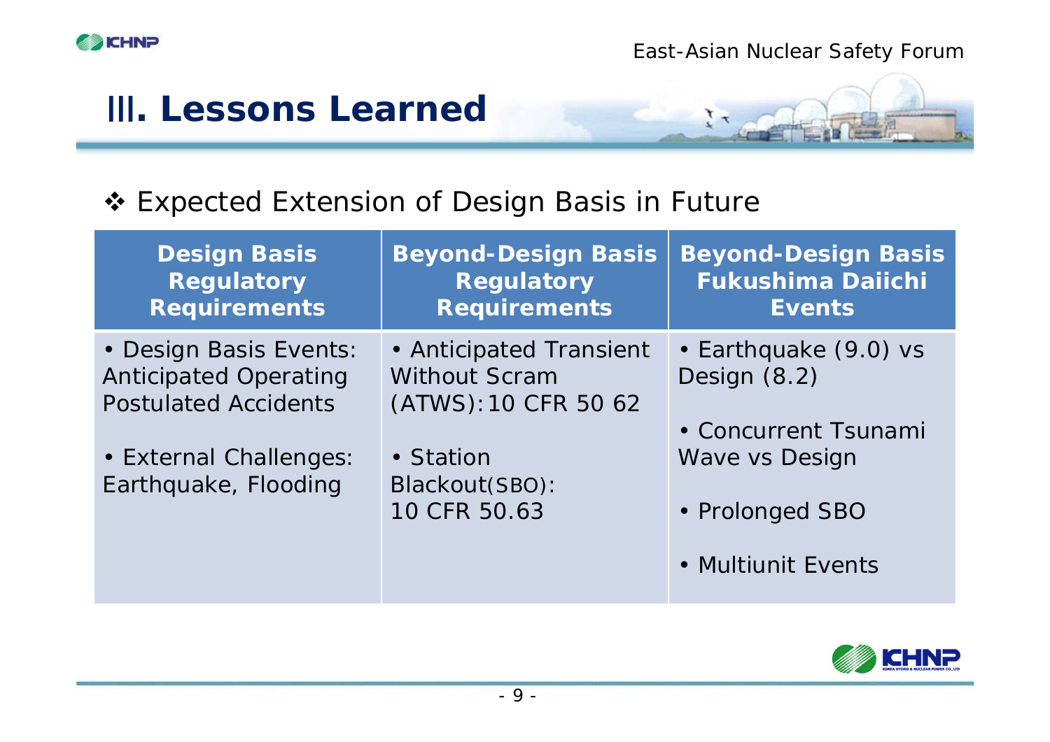# Ⅲ. Lessons Learned

❖ Expected Extension of Design Basis in Future

| Design Basis Regulatory Requirements | Beyond-Design Basis Regulatory Requirements | Beyond-Design Basis Fukushima Daiichi Events |
|---|---|---|
| • Design Basis Events: Anticipated Operating Postulated Accidents<br><br>• External Challenges: Earthquake, Flooding | • Anticipated Transient Without Scram (ATWS): 10 CFR 50 62<br><br>• Station Blackout(SBO): 10 CFR 50.63 | • Earthquake (9.0) vs Design (8.2)<br><br>• Concurrent Tsunami Wave vs Design<br><br>• Prolonged SBO<br><br>• Multiunit Events |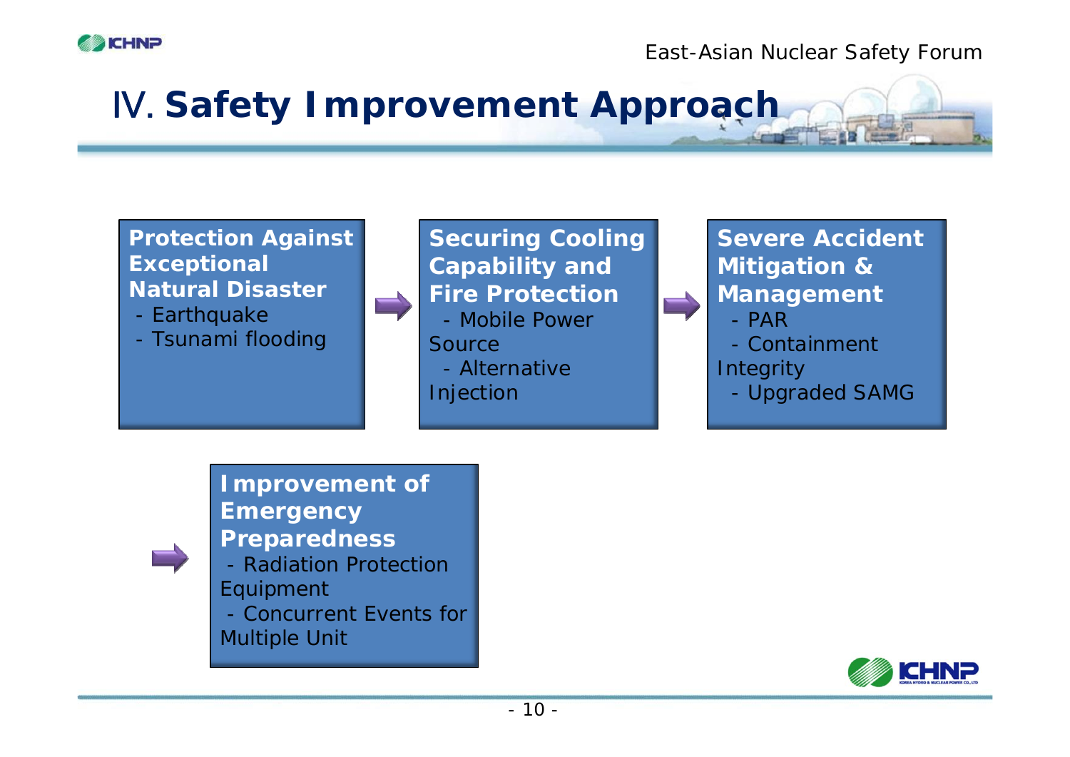# Ⅳ. Safety Improvement Approach

**Protection Against Exceptional Natural Disaster**

- Earthquake
- Tsunami flooding

➡

**Securing Cooling Capability and Fire Protection**

- Mobile Power Source
- Alternative Injection

➡

**Severe Accident Mitigation & Management**

- PAR
- Containment Integrity
- Upgraded SAMG

➡

**Improvement of Emergency Preparedness**

- Radiation Protection Equipment
- Concurrent Events for Multiple Unit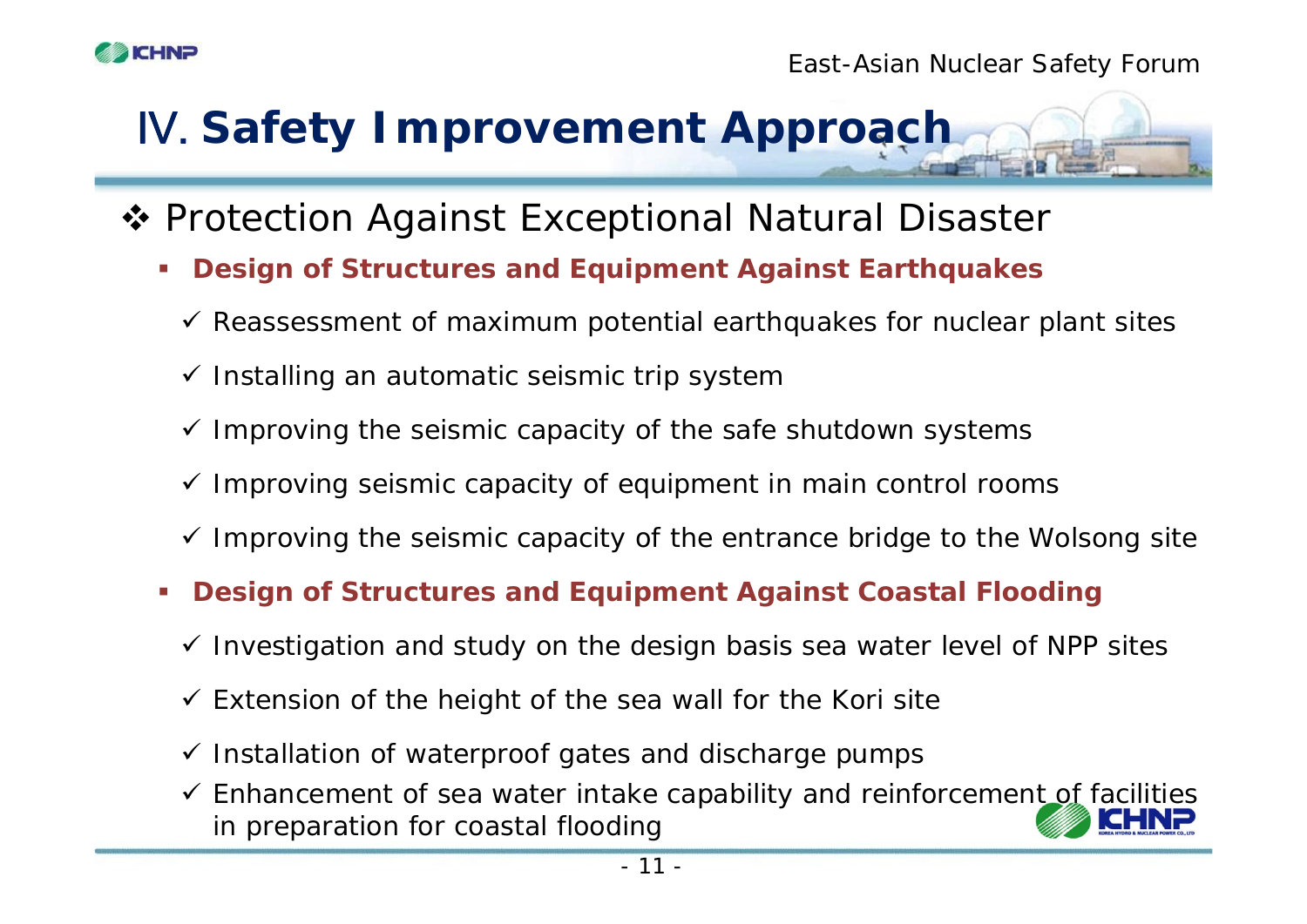# Ⅳ. Safety Improvement Approach

## ❖ Protection Against Exceptional Natural Disaster

- **Design of Structures and Equipment Against Earthquakes**
  - ✓ Reassessment of maximum potential earthquakes for nuclear plant sites
  - ✓ Installing an automatic seismic trip system
  - ✓ Improving the seismic capacity of the safe shutdown systems
  - ✓ Improving seismic capacity of equipment in main control rooms
  - ✓ Improving the seismic capacity of the entrance bridge to the Wolsong site
- **Design of Structures and Equipment Against Coastal Flooding**
  - ✓ Investigation and study on the design basis sea water level of NPP sites
  - ✓ Extension of the height of the sea wall for the Kori site
  - ✓ Installation of waterproof gates and discharge pumps
  - ✓ Enhancement of sea water intake capability and reinforcement of facilities in preparation for coastal flooding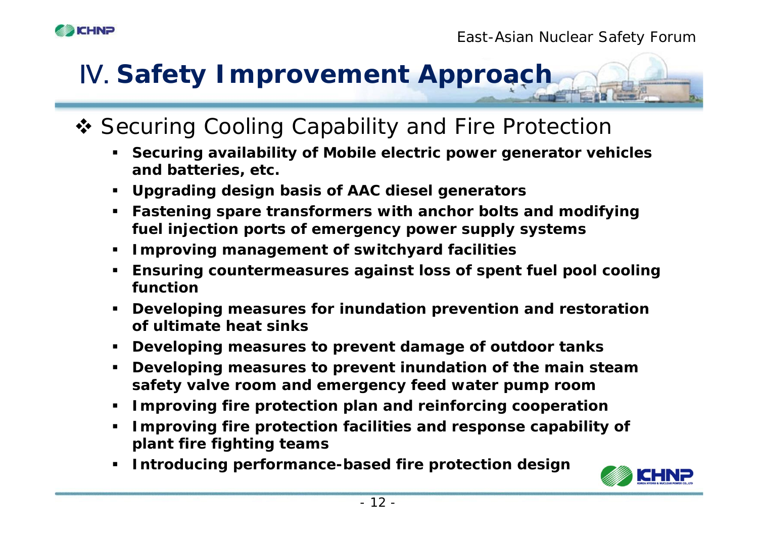# Ⅳ. Safety Improvement Approach

## ❖ Securing Cooling Capability and Fire Protection

- **Securing availability of Mobile electric power generator vehicles and batteries, etc.**
- **Upgrading design basis of AAC diesel generators**
- **Fastening spare transformers with anchor bolts and modifying fuel injection ports of emergency power supply systems**
- **Improving management of switchyard facilities**
- **Ensuring countermeasures against loss of spent fuel pool cooling function**
- **Developing measures for inundation prevention and restoration of ultimate heat sinks**
- **Developing measures to prevent damage of outdoor tanks**
- **Developing measures to prevent inundation of the main steam safety valve room and emergency feed water pump room**
- **Improving fire protection plan and reinforcing cooperation**
- **Improving fire protection facilities and response capability of plant fire fighting teams**
- **Introducing performance-based fire protection design**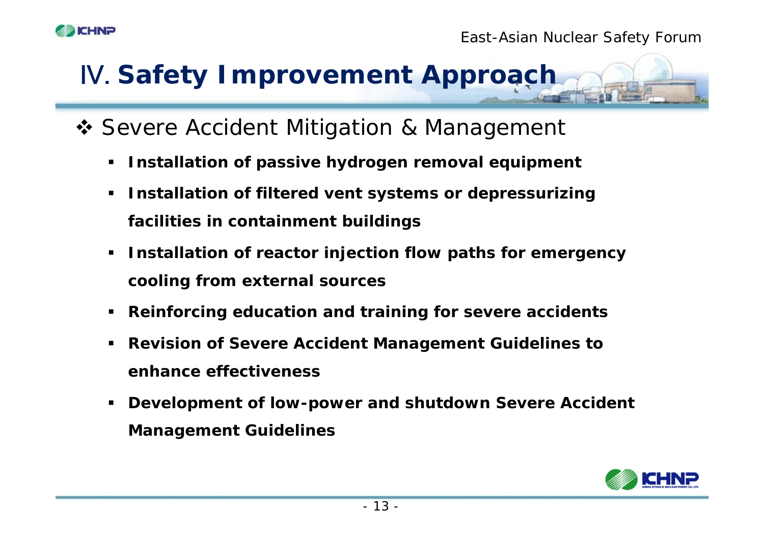# Ⅳ. Safety Improvement Approach

## ❖ Severe Accident Mitigation & Management

- **Installation of passive hydrogen removal equipment**
- **Installation of filtered vent systems or depressurizing facilities in containment buildings**
- **Installation of reactor injection flow paths for emergency cooling from external sources**
- **Reinforcing education and training for severe accidents**
- **Revision of Severe Accident Management Guidelines to enhance effectiveness**
- **Development of low-power and shutdown Severe Accident Management Guidelines**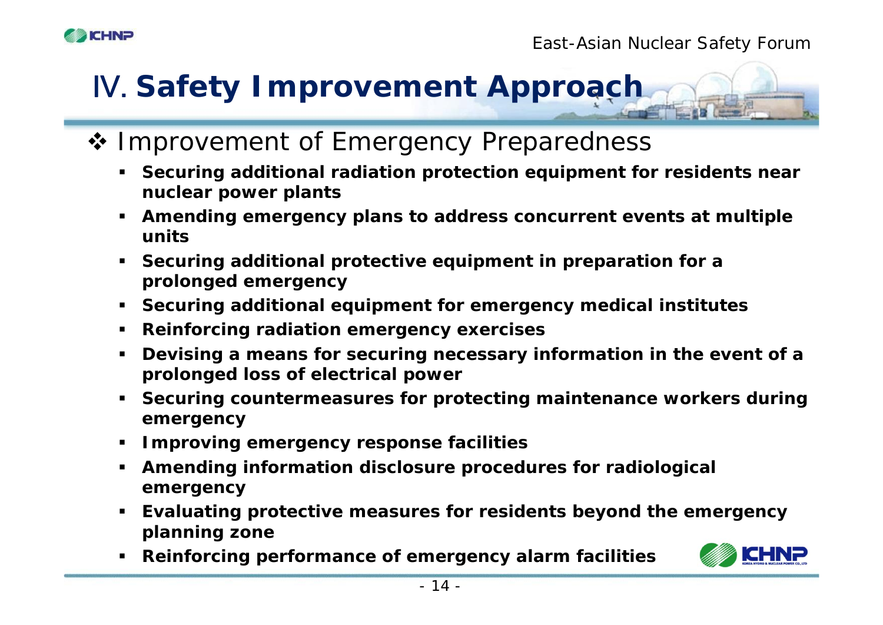# Ⅳ. Safety Improvement Approach

## ❖ Improvement of Emergency Preparedness

- **Securing additional radiation protection equipment for residents near nuclear power plants**
- **Amending emergency plans to address concurrent events at multiple units**
- **Securing additional protective equipment in preparation for a prolonged emergency**
- **Securing additional equipment for emergency medical institutes**
- **Reinforcing radiation emergency exercises**
- **Devising a means for securing necessary information in the event of a prolonged loss of electrical power**
- **Securing countermeasures for protecting maintenance workers during emergency**
- **Improving emergency response facilities**
- **Amending information disclosure procedures for radiological emergency**
- **Evaluating protective measures for residents beyond the emergency planning zone**
- **Reinforcing performance of emergency alarm facilities**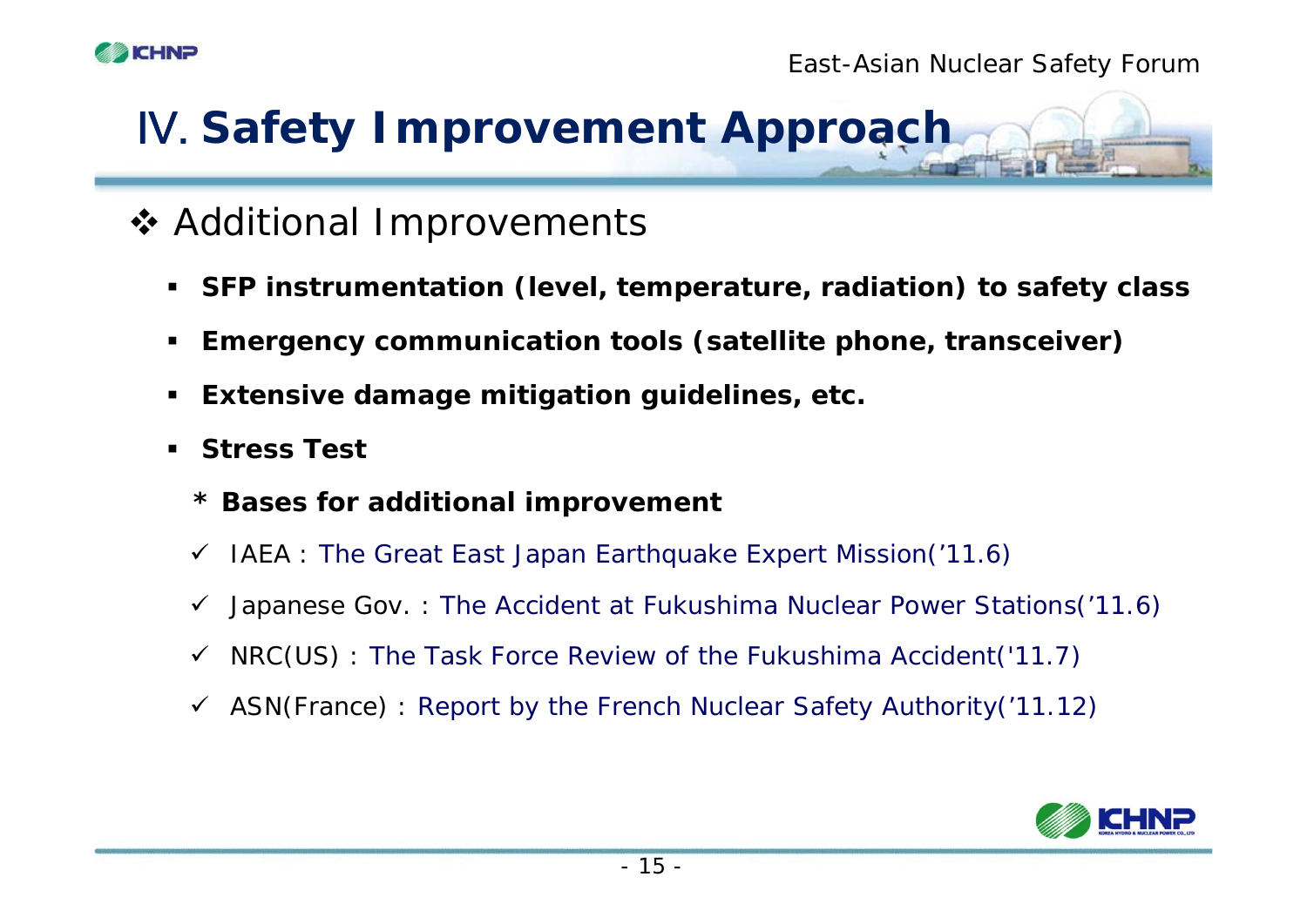# Ⅳ. Safety Improvement Approach

## ❖ Additional Improvements

- **SFP instrumentation (level, temperature, radiation) to safety class**
- **Emergency communication tools (satellite phone, transceiver)**
- **Extensive damage mitigation guidelines, etc.**
- **Stress Test**

  **\* Bases for additional improvement**

  - ✓ IAEA : The Great East Japan Earthquake Expert Mission('11.6)
  - ✓ Japanese Gov. : The Accident at Fukushima Nuclear Power Stations('11.6)
  - ✓ NRC(US) : The Task Force Review of the Fukushima Accident('11.7)
  - ✓ ASN(France) : Report by the French Nuclear Safety Authority('11.12)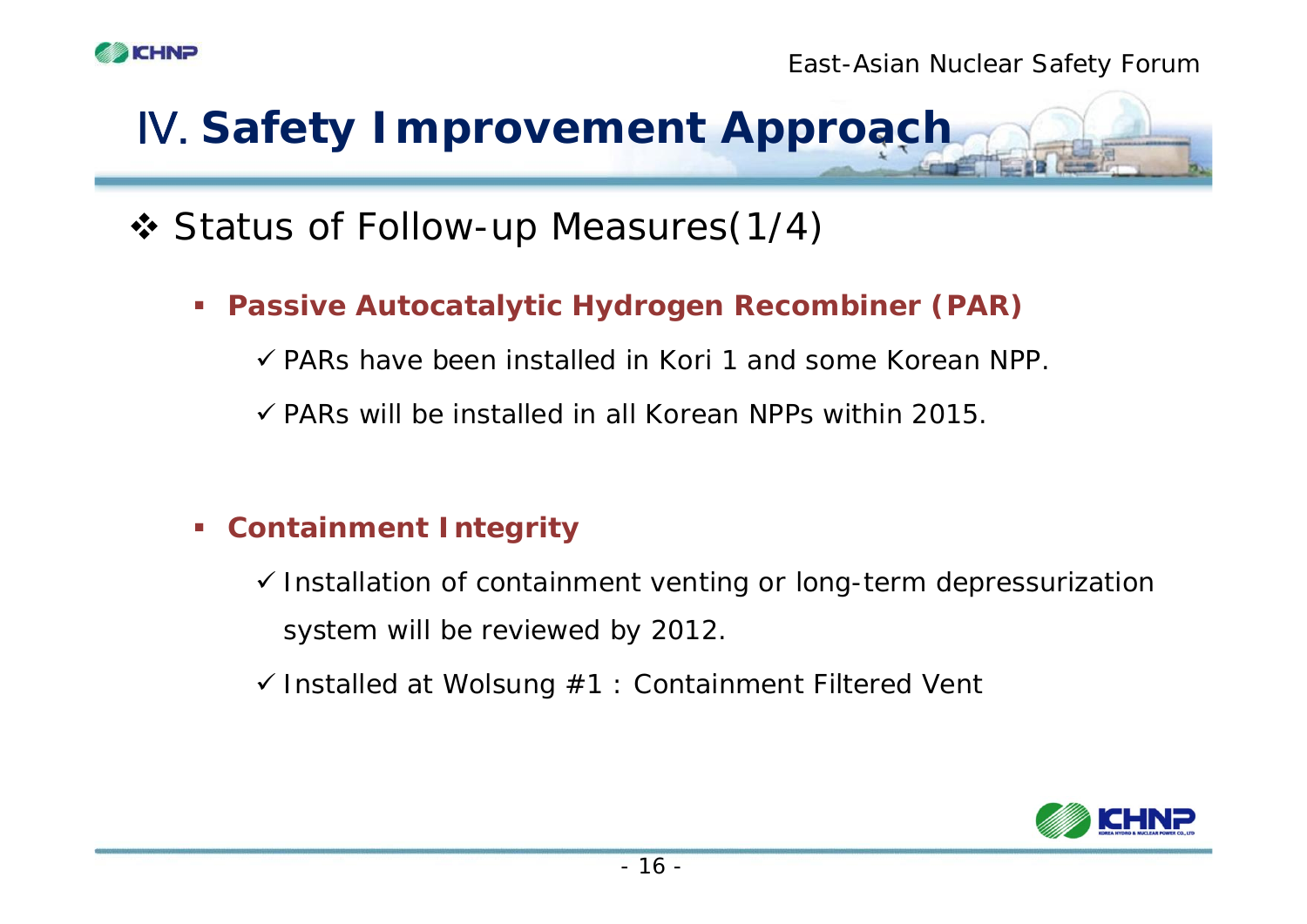# Ⅳ. Safety Improvement Approach

## ❖ Status of Follow-up Measures(1/4)

- **Passive Autocatalytic Hydrogen Recombiner (PAR)**
  - ✓ PARs have been installed in Kori 1 and some Korean NPP.
  - ✓ PARs will be installed in all Korean NPPs within 2015.

- **Containment Integrity**
  - ✓ Installation of containment venting or long-term depressurization system will be reviewed by 2012.
  - ✓ Installed at Wolsung #1 : Containment Filtered Vent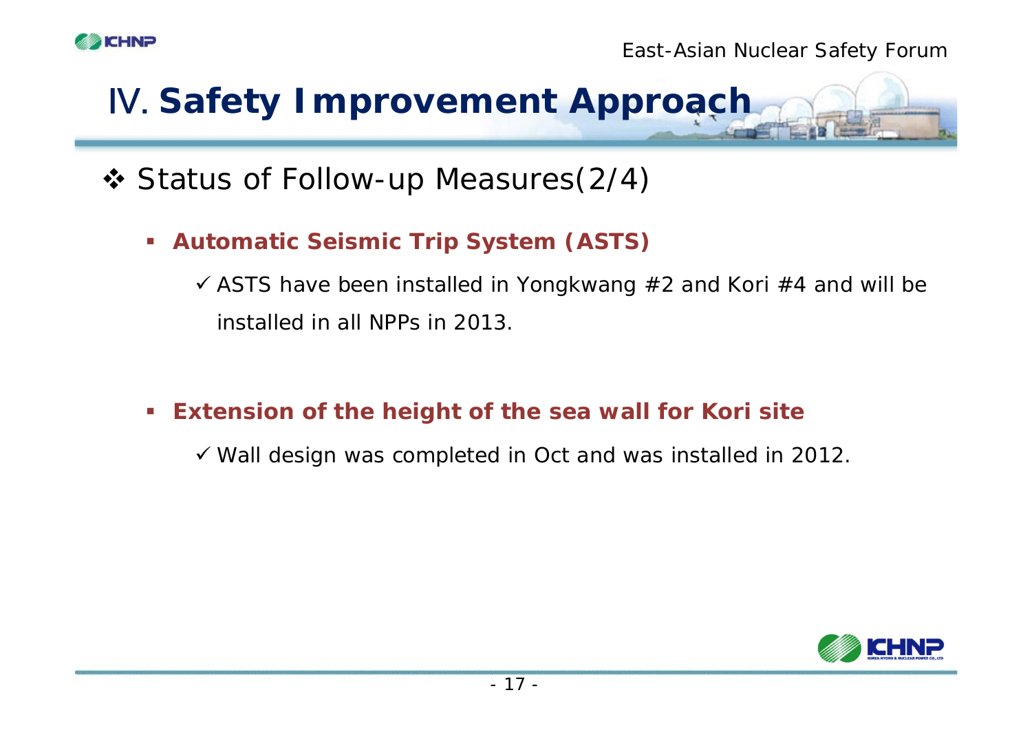# Ⅳ. Safety Improvement Approach

## ❖ Status of Follow-up Measures(2/4)

- **Automatic Seismic Trip System (ASTS)**
  - ✓ ASTS have been installed in Yongkwang #2 and Kori #4 and will be installed in all NPPs in 2013.

- **Extension of the height of the sea wall for Kori site**
  - ✓ Wall design was completed in Oct and was installed in 2012.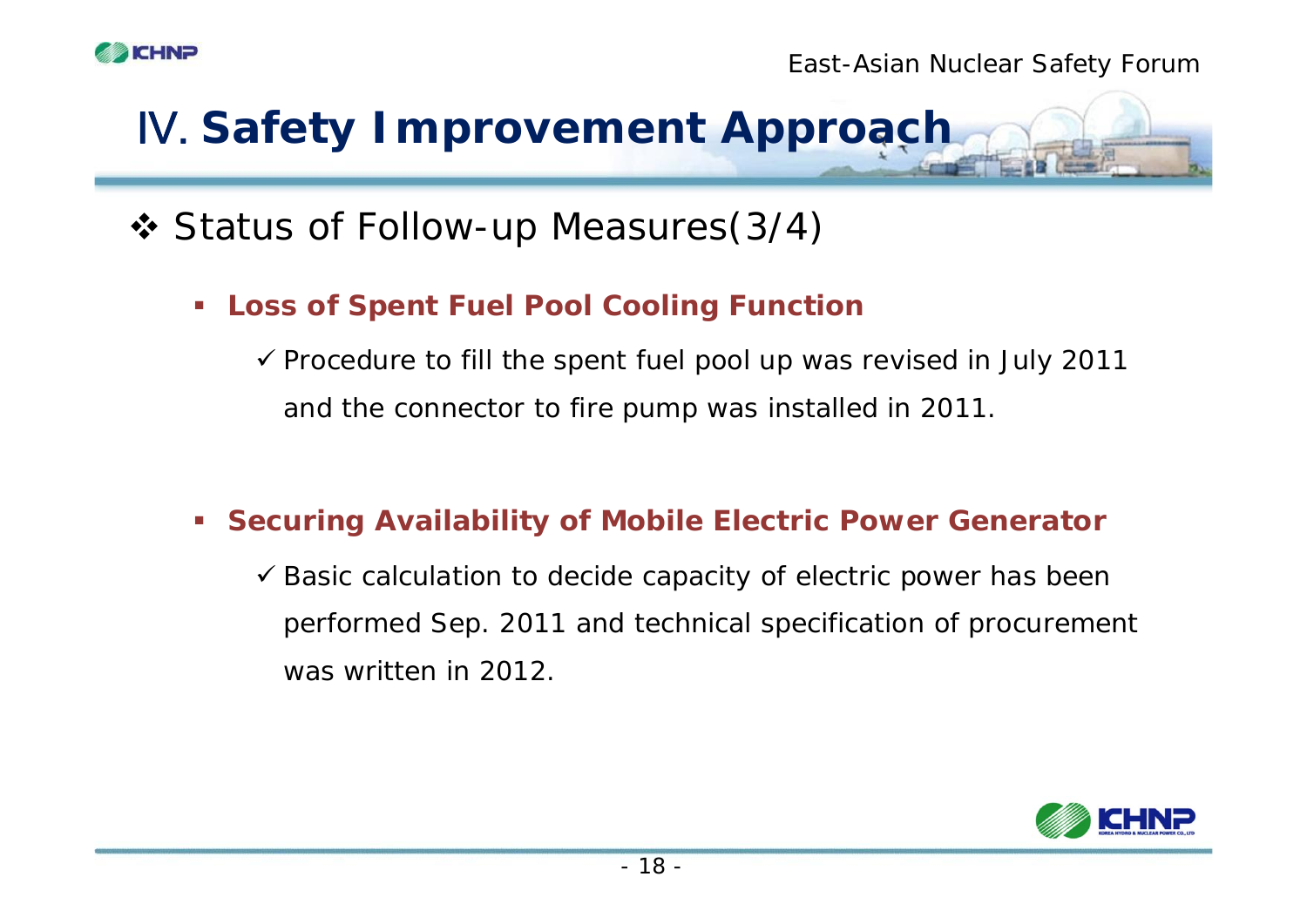# Ⅳ. Safety Improvement Approach

## ❖ Status of Follow-up Measures(3/4)

- **Loss of Spent Fuel Pool Cooling Function**
  - ✓ Procedure to fill the spent fuel pool up was revised in July 2011 and the connector to fire pump was installed in 2011.

- **Securing Availability of Mobile Electric Power Generator**
  - ✓ Basic calculation to decide capacity of electric power has been performed Sep. 2011 and technical specification of procurement was written in 2012.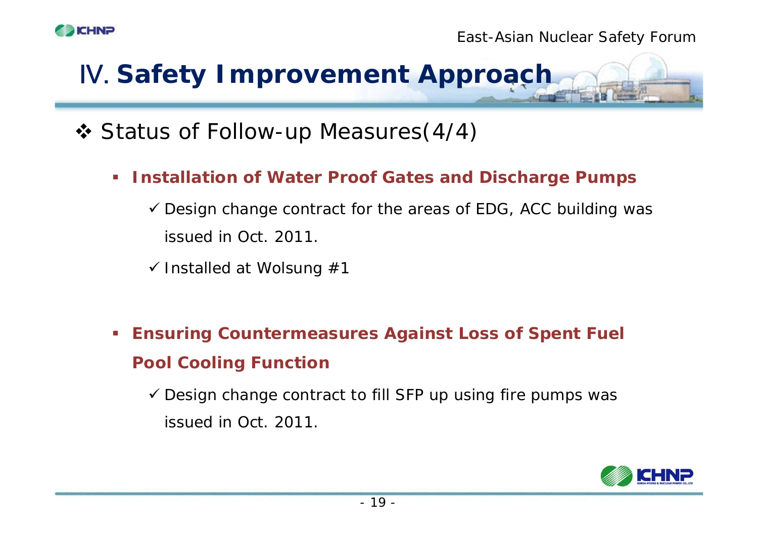# Ⅳ. Safety Improvement Approach

## ❖ Status of Follow-up Measures(4/4)

- **Installation of Water Proof Gates and Discharge Pumps**
  - ✓ Design change contract for the areas of EDG, ACC building was issued in Oct. 2011.
  - ✓ Installed at Wolsung #1

- **Ensuring Countermeasures Against Loss of Spent Fuel Pool Cooling Function**
  - ✓ Design change contract to fill SFP up using fire pumps was issued in Oct. 2011.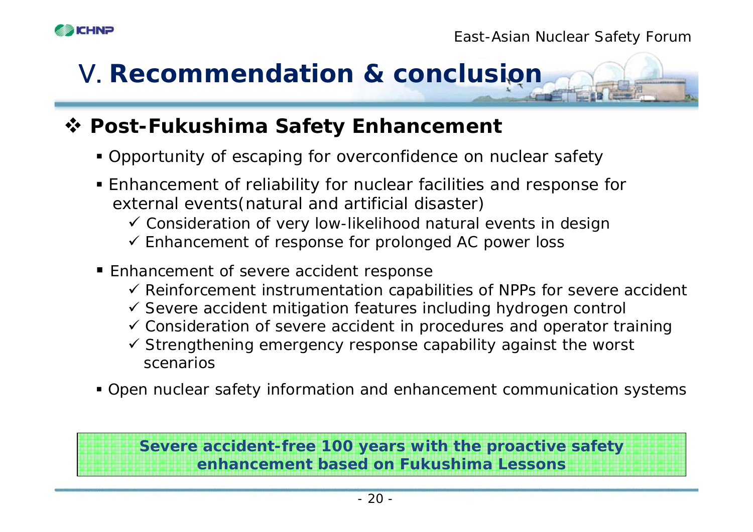# V. Recommendation & conclusion

## ❖ Post-Fukushima Safety Enhancement

- Opportunity of escaping for overconfidence on nuclear safety
- Enhancement of reliability for nuclear facilities and response for external events(natural and artificial disaster)
  - ✓ Consideration of very low-likelihood natural events in design
  - ✓ Enhancement of response for prolonged AC power loss
- Enhancement of severe accident response
  - ✓ Reinforcement instrumentation capabilities of NPPs for severe accident
  - ✓ Severe accident mitigation features including hydrogen control
  - ✓ Consideration of severe accident in procedures and operator training
  - ✓ Strengthening emergency response capability against the worst scenarios
- Open nuclear safety information and enhancement communication systems

**Severe accident-free 100 years with the proactive safety enhancement based on Fukushima Lessons**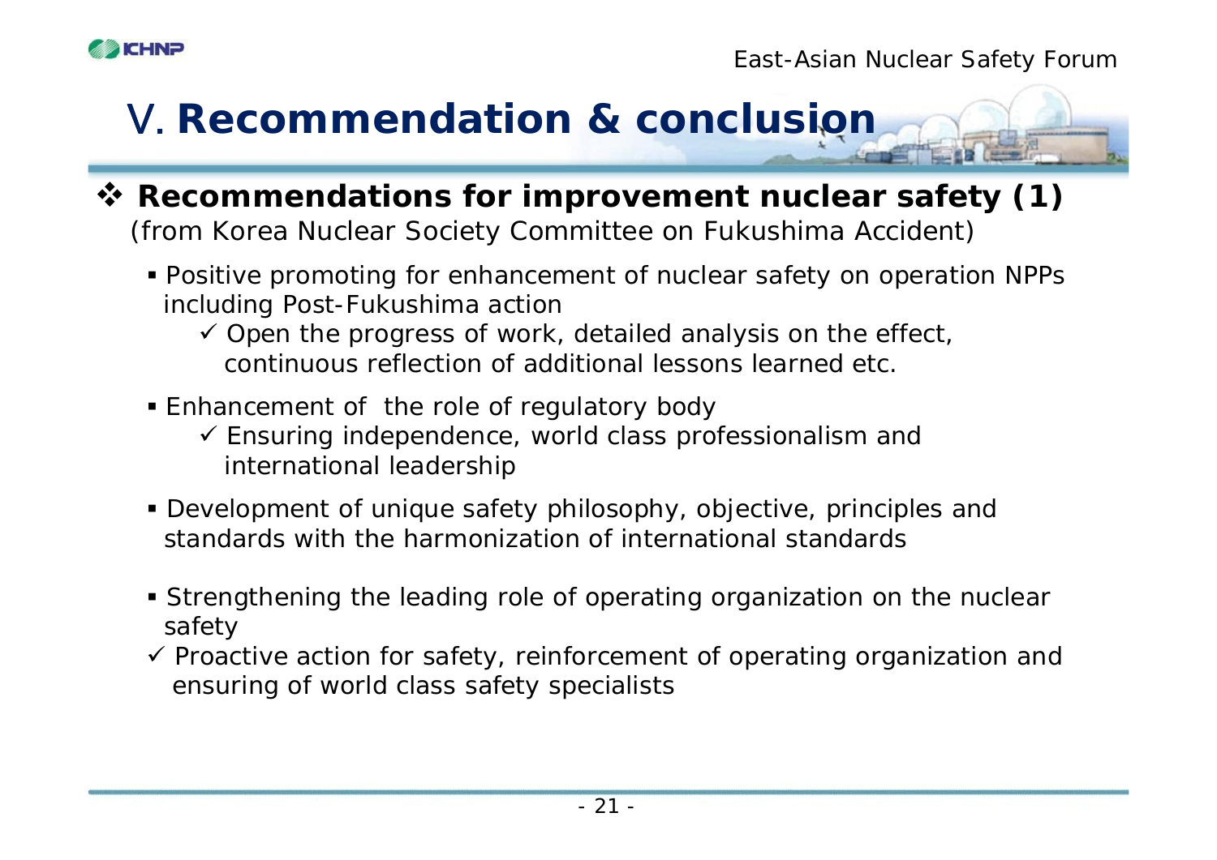# V. Recommendation & conclusion

## ❖ Recommendations for improvement nuclear safety (1)

(from Korea Nuclear Society Committee on Fukushima Accident)

- Positive promoting for enhancement of nuclear safety on operation NPPs including Post-Fukushima action
  - ✓ Open the progress of work, detailed analysis on the effect, continuous reflection of additional lessons learned etc.
- Enhancement of the role of regulatory body
  - ✓ Ensuring independence, world class professionalism and international leadership
- Development of unique safety philosophy, objective, principles and standards with the harmonization of international standards
- Strengthening the leading role of operating organization on the nuclear safety
- ✓ Proactive action for safety, reinforcement of operating organization and ensuring of world class safety specialists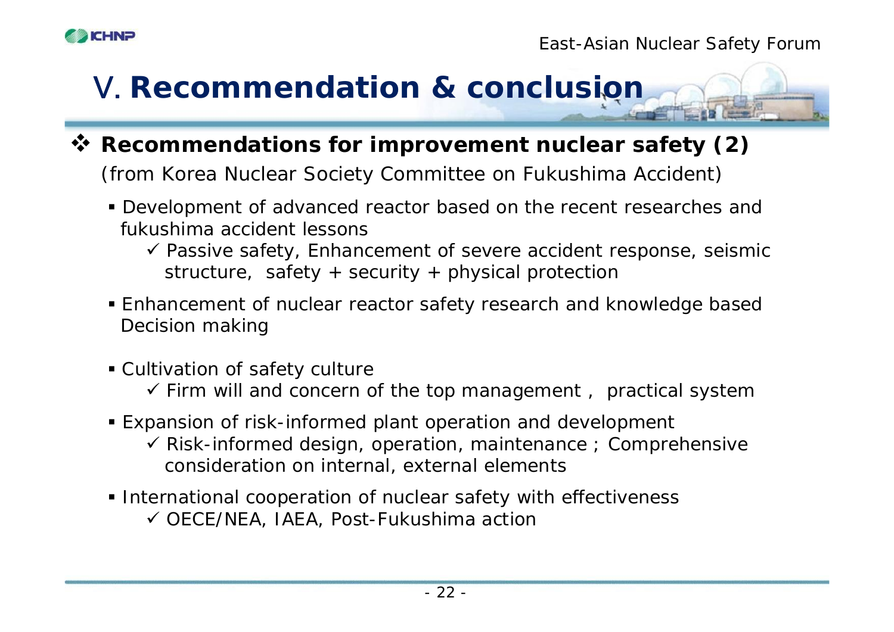# V. Recommendation & conclusion

## ❖ Recommendations for improvement nuclear safety (2)

(from Korea Nuclear Society Committee on Fukushima Accident)

- Development of advanced reactor based on the recent researches and fukushima accident lessons
  - ✓ Passive safety, Enhancement of severe accident response, seismic structure, safety + security + physical protection
- Enhancement of nuclear reactor safety research and knowledge based Decision making
- Cultivation of safety culture
  - ✓ Firm will and concern of the top management , practical system
- Expansion of risk-informed plant operation and development
  - ✓ Risk-informed design, operation, maintenance ; Comprehensive consideration on internal, external elements
- International cooperation of nuclear safety with effectiveness
  - ✓ OECE/NEA, IAEA, Post-Fukushima action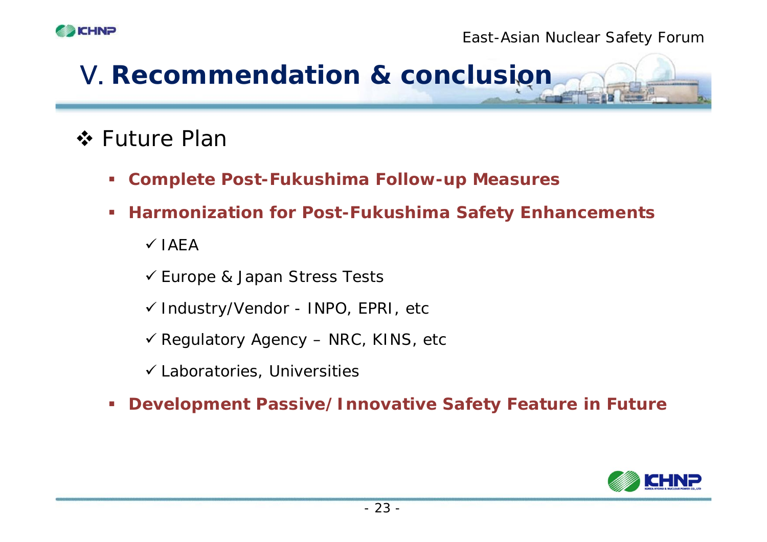# V. Recommendation & conclusion

## ❖ Future Plan

- **Complete Post-Fukushima Follow-up Measures**
- **Harmonization for Post-Fukushima Safety Enhancements**
  - ✓ IAEA
  - ✓ Europe & Japan Stress Tests
  - ✓ Industry/Vendor - INPO, EPRI, etc
  - ✓ Regulatory Agency – NRC, KINS, etc
  - ✓ Laboratories, Universities
- **Development Passive/Innovative Safety Feature in Future**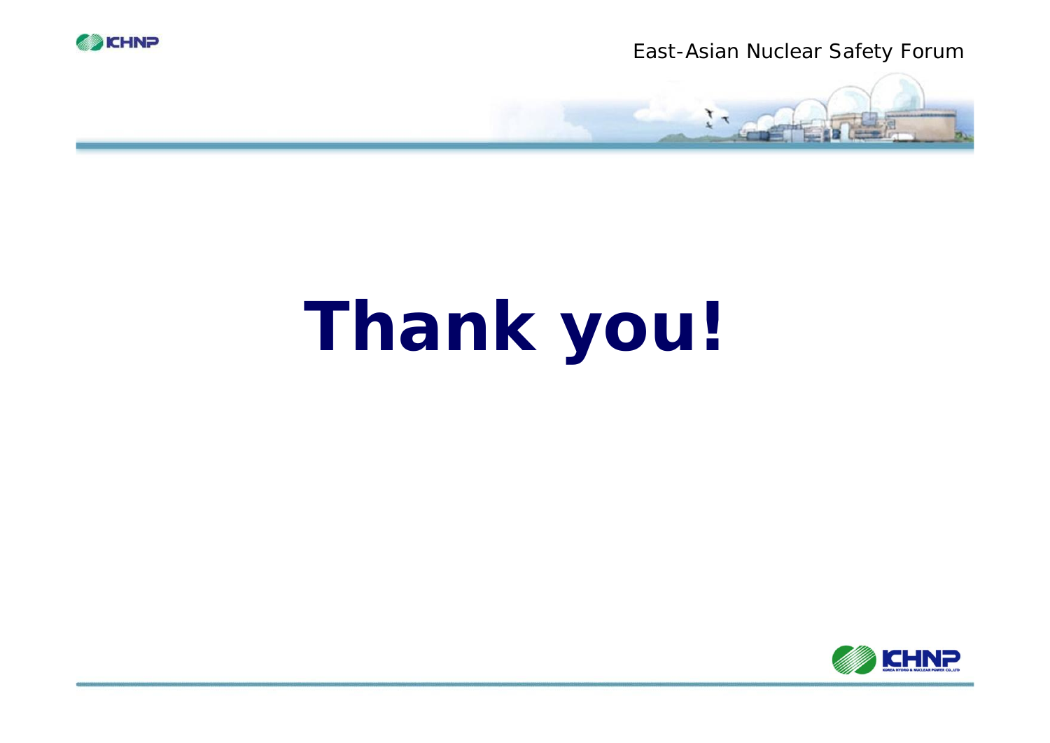# Thank you!